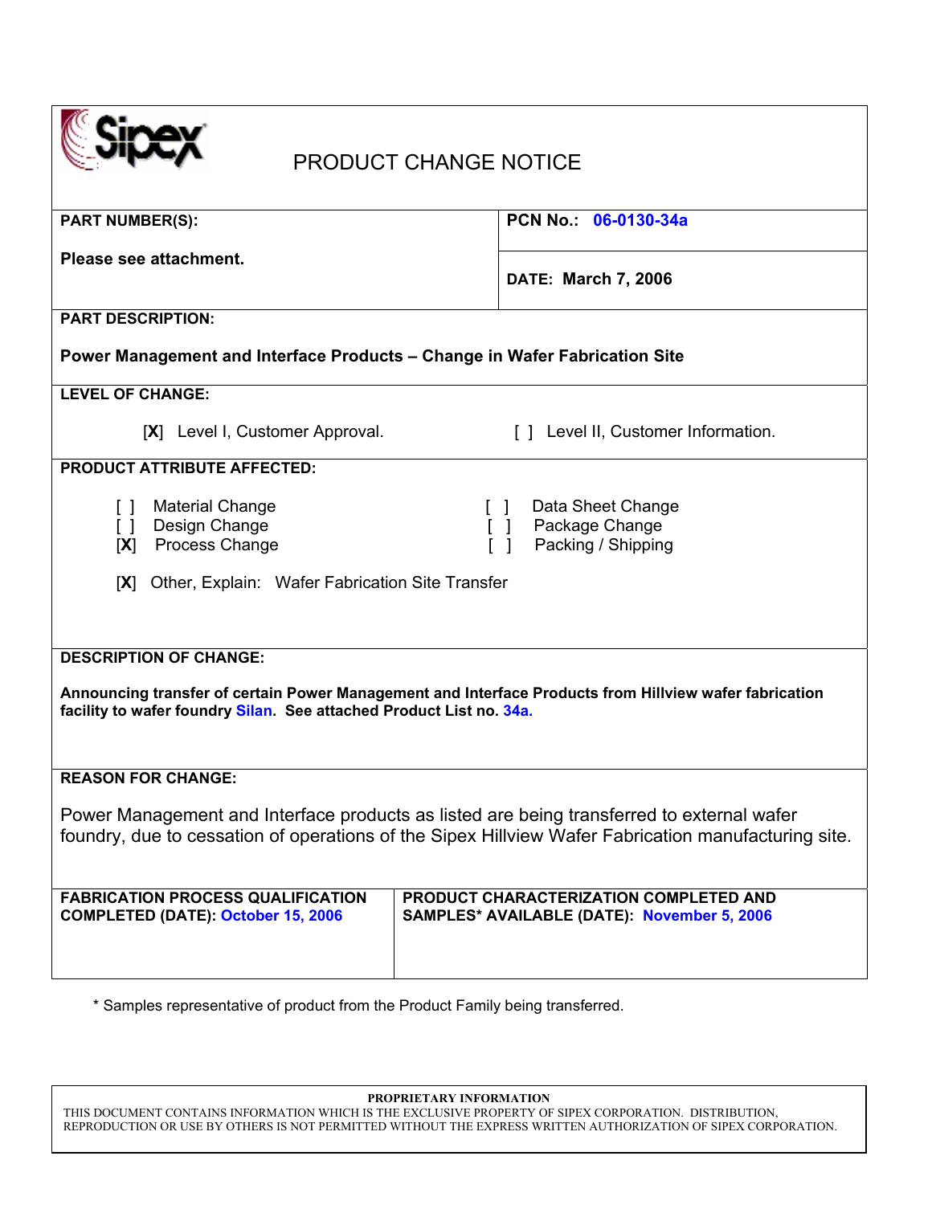# Sipex

## PRODUCT CHANGE NOTICE

| **PART NUMBER(S):** | **PCN No.: 06-0130-34a** |
|---|---|
| **Please see attachment.** | **DATE: March 7, 2006** |

**PART DESCRIPTION:**

**Power Management and Interface Products – Change in Wafer Fabrication Site**

**LEVEL OF CHANGE:**

[**X**] Level I, Customer Approval.    [ ] Level II, Customer Information.

**PRODUCT ATTRIBUTE AFFECTED:**

[ ] Material Change    [ ] Data Sheet Change
[ ] Design Change    [ ] Package Change
[**X**] Process Change    [ ] Packing / Shipping

[**X**] Other, Explain: Wafer Fabrication Site Transfer

**DESCRIPTION OF CHANGE:**

**Announcing transfer of certain Power Management and Interface Products from Hillview wafer fabrication facility to wafer foundry Silan. See attached Product List no. 34a.**

**REASON FOR CHANGE:**

Power Management and Interface products as listed are being transferred to external wafer foundry, due to cessation of operations of the Sipex Hillview Wafer Fabrication manufacturing site.

| **FABRICATION PROCESS QUALIFICATION COMPLETED (DATE): October 15, 2006** | **PRODUCT CHARACTERIZATION COMPLETED AND SAMPLES* AVAILABLE (DATE): November 5, 2006** |
|---|---|

* Samples representative of product from the Product Family being transferred.

**PROPRIETARY INFORMATION**

THIS DOCUMENT CONTAINS INFORMATION WHICH IS THE EXCLUSIVE PROPERTY OF SIPEX CORPORATION. DISTRIBUTION, REPRODUCTION OR USE BY OTHERS IS NOT PERMITTED WITHOUT THE EXPRESS WRITTEN AUTHORIZATION OF SIPEX CORPORATION.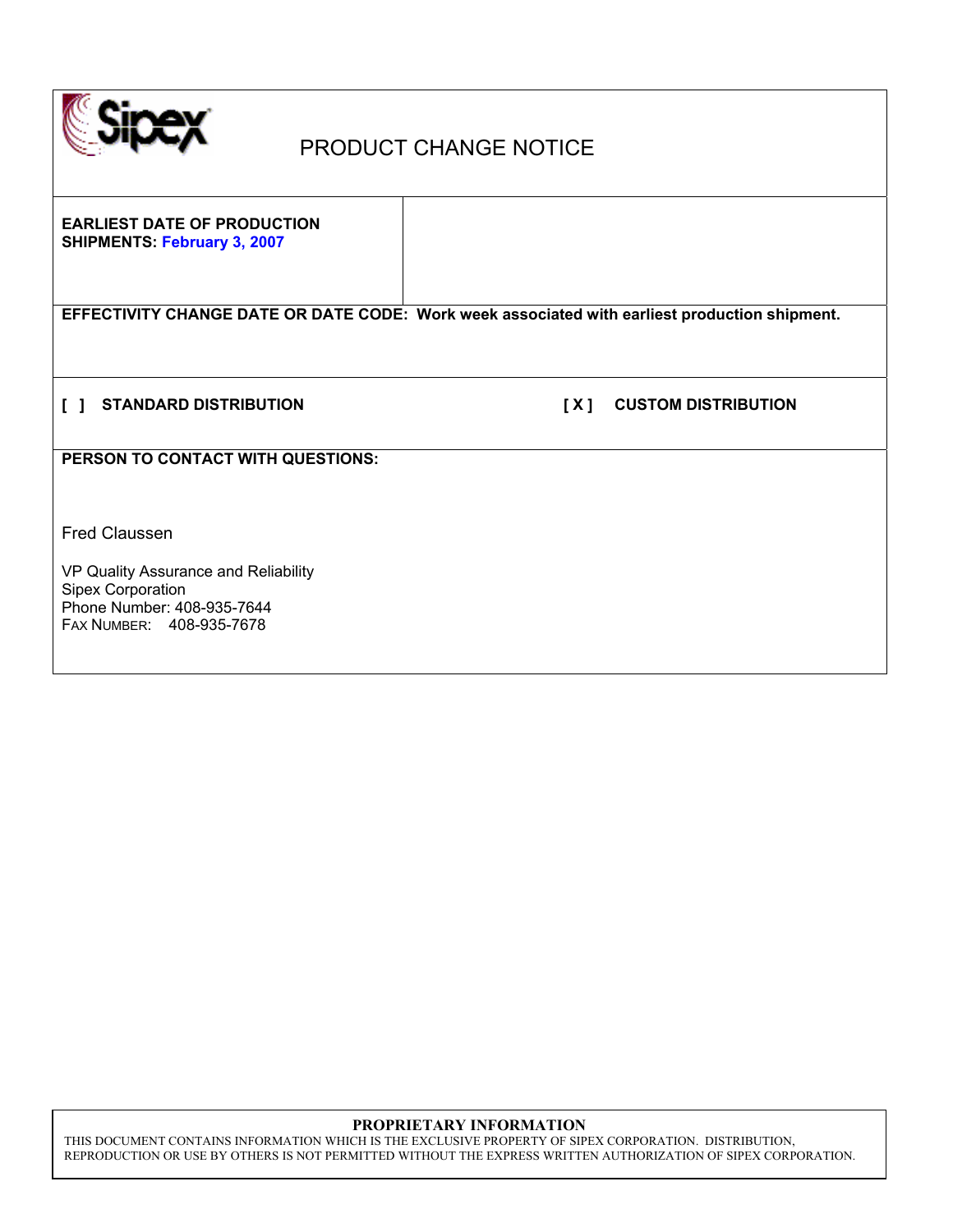# PRODUCT CHANGE NOTICE

| **EARLIEST DATE OF PRODUCTION SHIPMENTS:** **February 3, 2007** | |
|---|---|

**EFFECTIVITY CHANGE DATE OR DATE CODE: Work week associated with earliest production shipment.**

**[ ] STANDARD DISTRIBUTION** **[ X ] CUSTOM DISTRIBUTION**

**PERSON TO CONTACT WITH QUESTIONS:**

Fred Claussen

VP Quality Assurance and Reliability
Sipex Corporation
Phone Number: 408-935-7644
FAX NUMBER: 408-935-7678

**PROPRIETARY INFORMATION**

THIS DOCUMENT CONTAINS INFORMATION WHICH IS THE EXCLUSIVE PROPERTY OF SIPEX CORPORATION. DISTRIBUTION, REPRODUCTION OR USE BY OTHERS IS NOT PERMITTED WITHOUT THE EXPRESS WRITTEN AUTHORIZATION OF SIPEX CORPORATION.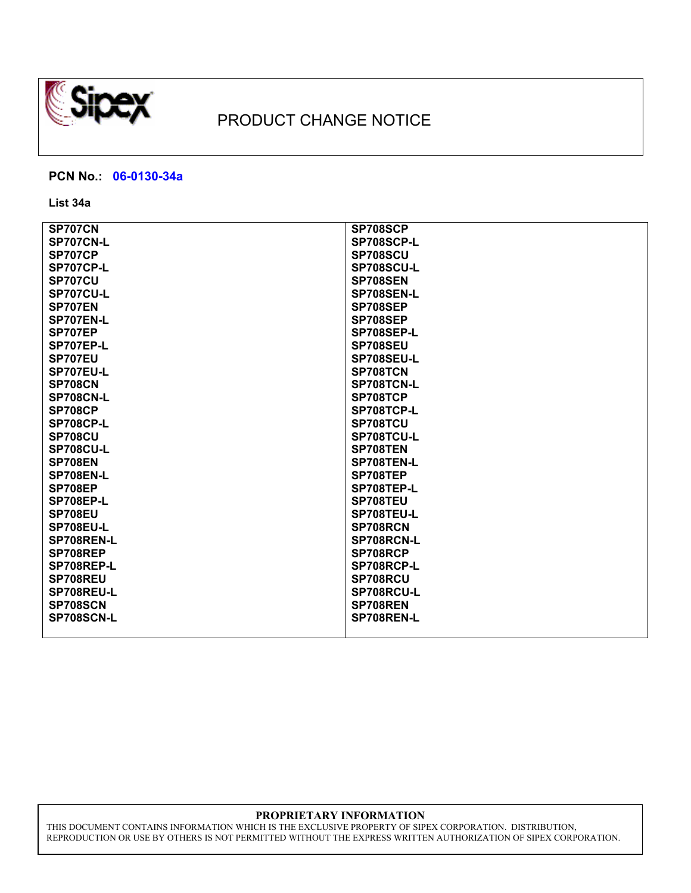# PRODUCT CHANGE NOTICE

**PCN No.:** **06-0130-34a**

**List 34a**

| | |
|---|---|
| **SP707CN** | **SP708SCP** |
| **SP707CN-L** | **SP708SCP-L** |
| **SP707CP** | **SP708SCU** |
| **SP707CP-L** | **SP708SCU-L** |
| **SP707CU** | **SP708SEN** |
| **SP707CU-L** | **SP708SEN-L** |
| **SP707EN** | **SP708SEP** |
| **SP707EN-L** | **SP708SEP** |
| **SP707EP** | **SP708SEP-L** |
| **SP707EP-L** | **SP708SEU** |
| **SP707EU** | **SP708SEU-L** |
| **SP707EU-L** | **SP708TCN** |
| **SP708CN** | **SP708TCN-L** |
| **SP708CN-L** | **SP708TCP** |
| **SP708CP** | **SP708TCP-L** |
| **SP708CP-L** | **SP708TCU** |
| **SP708CU** | **SP708TCU-L** |
| **SP708CU-L** | **SP708TEN** |
| **SP708EN** | **SP708TEN-L** |
| **SP708EN-L** | **SP708TEP** |
| **SP708EP** | **SP708TEP-L** |
| **SP708EP-L** | **SP708TEU** |
| **SP708EU** | **SP708TEU-L** |
| **SP708EU-L** | **SP708RCN** |
| **SP708REN-L** | **SP708RCN-L** |
| **SP708REP** | **SP708RCP** |
| **SP708REP-L** | **SP708RCP-L** |
| **SP708REU** | **SP708RCU** |
| **SP708REU-L** | **SP708RCU-L** |
| **SP708SCN** | **SP708REN** |
| **SP708SCN-L** | **SP708REN-L** |

**PROPRIETARY INFORMATION**

THIS DOCUMENT CONTAINS INFORMATION WHICH IS THE EXCLUSIVE PROPERTY OF SIPEX CORPORATION. DISTRIBUTION, REPRODUCTION OR USE BY OTHERS IS NOT PERMITTED WITHOUT THE EXPRESS WRITTEN AUTHORIZATION OF SIPEX CORPORATION.